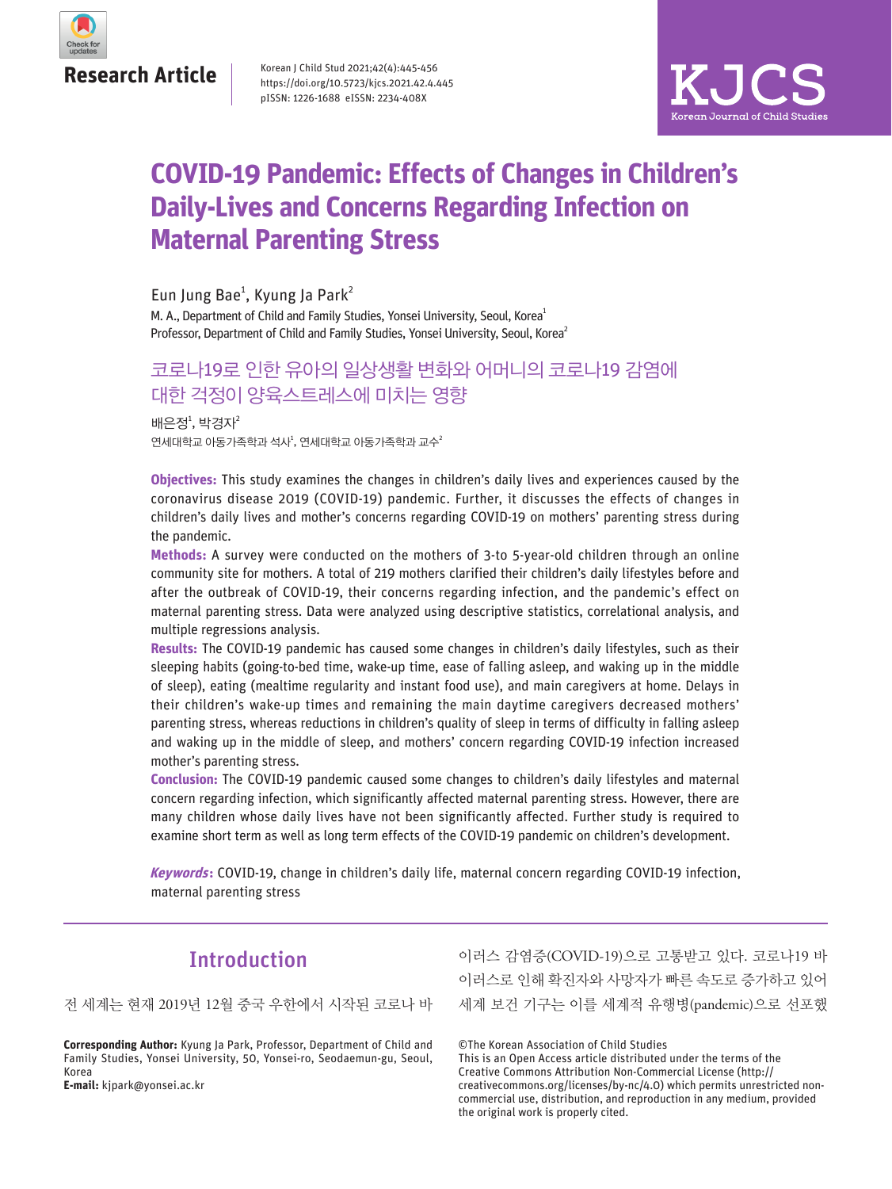Research Article

# COVID-19 Pandemic: Effects of Changes in Children's Daily-Lives and Concerns Regarding Infection on Maternal Parenting Stress

Eun Jung Bae[1], Kyung Ja Park[2]

M. A., Department of Child and Family Studies, Yonsei University, Seoul, Korea[1]
Professor, Department of Child and Family Studies, Yonsei University, Seoul, Korea[2]

## 코로나19로 인한 유아의 일상생활 변화와 어머니의 코로나19 감염에 대한 걱정이 양육스트레스에 미치는 영향

배은정[1], 박경자[2]

연세대학교 아동가족학과 석사[1], 연세대학교 아동가족학과 교수[2]

**Objectives:** This study examines the changes in children's daily lives and experiences caused by the coronavirus disease 2019 (COVID-19) pandemic. Further, it discusses the effects of changes in children's daily lives and mother's concerns regarding COVID-19 on mothers' parenting stress during the pandemic.

**Methods:** A survey were conducted on the mothers of 3-to 5-year-old children through an online community site for mothers. A total of 219 mothers clarified their children's daily lifestyles before and after the outbreak of COVID-19, their concerns regarding infection, and the pandemic's effect on maternal parenting stress. Data were analyzed using descriptive statistics, correlational analysis, and multiple regressions analysis.

**Results:** The COVID-19 pandemic has caused some changes in children's daily lifestyles, such as their sleeping habits (going-to-bed time, wake-up time, ease of falling asleep, and waking up in the middle of sleep), eating (mealtime regularity and instant food use), and main caregivers at home. Delays in their children's wake-up times and remaining the main daytime caregivers decreased mothers' parenting stress, whereas reductions in children's quality of sleep in terms of difficulty in falling asleep and waking up in the middle of sleep, and mothers' concern regarding COVID-19 infection increased mother's parenting stress.

**Conclusion:** The COVID-19 pandemic caused some changes to children's daily lifestyles and maternal concern regarding infection, which significantly affected maternal parenting stress. However, there are many children whose daily lives have not been significantly affected. Further study is required to examine short term as well as long term effects of the COVID-19 pandemic on children's development.

***Keywords*:** COVID-19, change in children's daily life, maternal concern regarding COVID-19 infection, maternal parenting stress

## Introduction

전 세계는 현재 2019년 12월 중국 우한에서 시작된 코로나 바이러스 감염증(COVID-19)으로 고통받고 있다. 코로나19 바이러스로 인해 확진자와 사망자가 빠른 속도로 증가하고 있어 세계 보건 기구는 이를 세계적 유행병(pandemic)으로 선포했

**Corresponding Author:** Kyung Ja Park, Professor, Department of Child and Family Studies, Yonsei University, 50, Yonsei-ro, Seodaemun-gu, Seoul, Korea
**E-mail:** kjpark@yonsei.ac.kr

©The Korean Association of Child Studies
This is an Open Access article distributed under the terms of the Creative Commons Attribution Non-Commercial License (http://creativecommons.org/licenses/by-nc/4.0) which permits unrestricted non-commercial use, distribution, and reproduction in any medium, provided the original work is properly cited.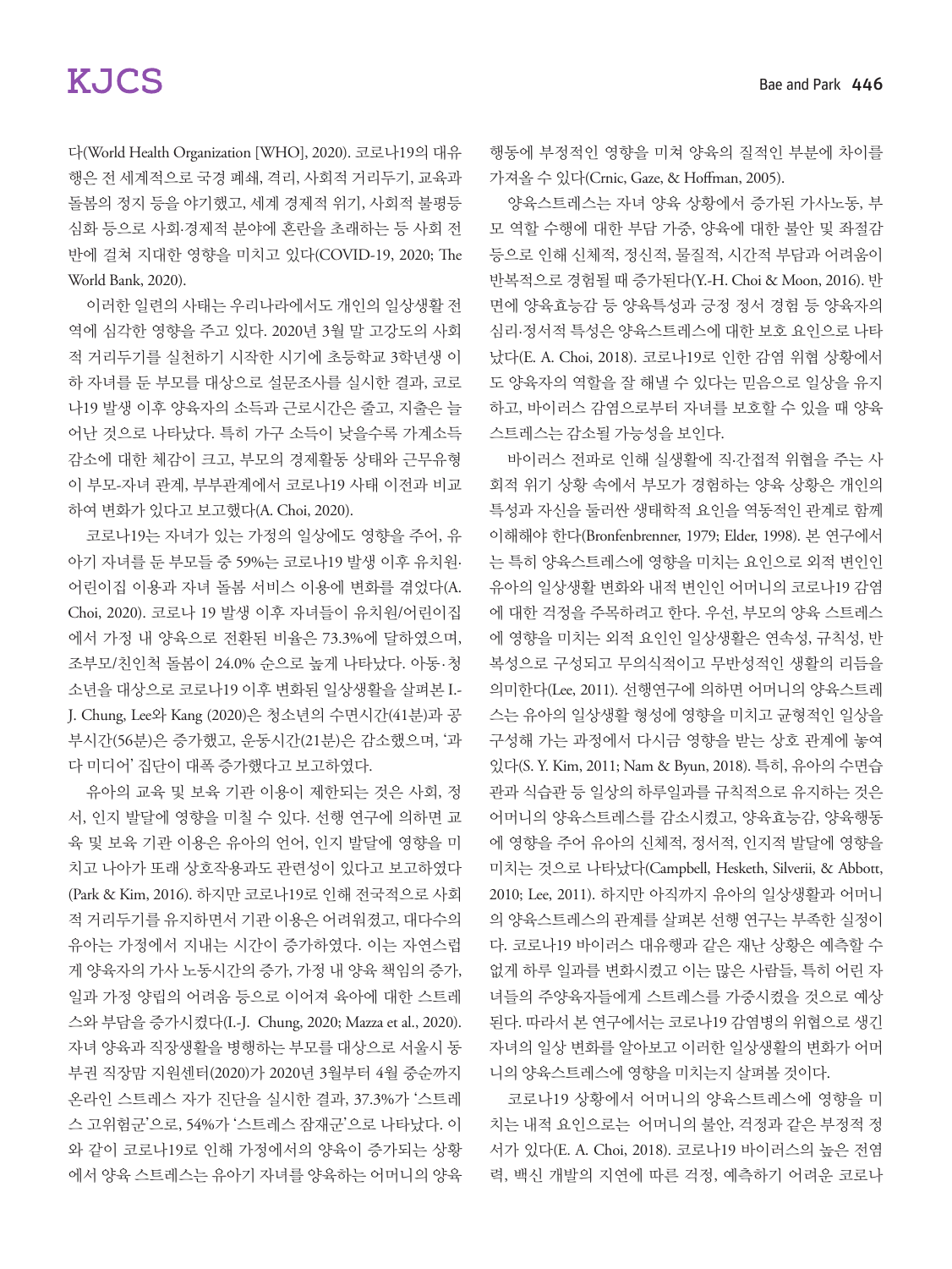다(World Health Organization [WHO], 2020). 코로나19의 대유행은 전 세계적으로 국경 폐쇄, 격리, 사회적 거리두기, 교육과 돌봄의 정지 등을 야기했고, 세계 경제적 위기, 사회적 불평등 심화 등으로 사회·경제적 분야에 혼란을 초래하는 등 사회 전반에 걸쳐 지대한 영향을 미치고 있다(COVID-19, 2020; The World Bank, 2020).

이러한 일련의 사태는 우리나라에서도 개인의 일상생활 전역에 심각한 영향을 주고 있다. 2020년 3월 말 고강도의 사회적 거리두기를 실천하기 시작한 시기에 초등학교 3학년생 이하 자녀를 둔 부모를 대상으로 설문조사를 실시한 결과, 코로나19 발생 이후 양육자의 소득과 근로시간은 줄고, 지출은 늘어난 것으로 나타났다. 특히 가구 소득이 낮을수록 가계소득 감소에 대한 체감이 크고, 부모의 경제활동 상태와 근무유형이 부모-자녀 관계, 부부관계에서 코로나19 사태 이전과 비교하여 변화가 있다고 보고했다(A. Choi, 2020).

코로나19는 자녀가 있는 가정의 일상에도 영향을 주어, 유아기 자녀를 둔 부모들 중 59%는 코로나19 발생 이후 유치원·어린이집 이용과 자녀 돌봄 서비스 이용에 변화를 겪었다(A. Choi, 2020). 코로나 19 발생 이후 자녀들이 유치원/어린이집에서 가정 내 양육으로 전환된 비율은 73.3%에 달하였으며, 조부모/친인척 돌봄이 24.0% 순으로 높게 나타났다. 아동·청소년을 대상으로 코로나19 이후 변화된 일상생활을 살펴본 I.-J. Chung, Lee와 Kang (2020)은 청소년의 수면시간(41분)과 공부시간(56분)은 증가했고, 운동시간(21분)은 감소했으며, '과다 미디어' 집단이 대폭 증가했다고 보고하였다.

유아의 교육 및 보육 기관 이용이 제한되는 것은 사회, 정서, 인지 발달에 영향을 미칠 수 있다. 선행 연구에 의하면 교육 및 보육 기관 이용은 유아의 언어, 인지 발달에 영향을 미치고 나아가 또래 상호작용과도 관련성이 있다고 보고하였다(Park & Kim, 2016). 하지만 코로나19로 인해 전국적으로 사회적 거리두기를 유지하면서 기관 이용은 어려워졌고, 대다수의 유아는 가정에서 지내는 시간이 증가하였다. 이는 자연스럽게 양육자의 가사 노동시간의 증가, 가정 내 양육 책임의 증가, 일과 가정 양립의 어려움 등으로 이어져 육아에 대한 스트레스와 부담을 증가시켰다(I.-J. Chung, 2020; Mazza et al., 2020). 자녀 양육과 직장생활을 병행하는 부모를 대상으로 서울시 동부권 직장맘 지원센터(2020)가 2020년 3월부터 4월 중순까지 온라인 스트레스 자가 진단을 실시한 결과, 37.3%가 '스트레스 고위험군'으로, 54%가 '스트레스 잠재군'으로 나타났다. 이와 같이 코로나19로 인해 가정에서의 양육이 증가되는 상황에서 양육 스트레스는 유아기 자녀를 양육하는 어머니의 양육 행동에 부정적인 영향을 미쳐 양육의 질적인 부분에 차이를 가져올 수 있다(Crnic, Gaze, & Hoffman, 2005).

양육스트레스는 자녀 양육 상황에서 증가된 가사노동, 부모 역할 수행에 대한 부담 가중, 양육에 대한 불안 및 좌절감 등으로 인해 신체적, 정신적, 물질적, 시간적 부담과 어려움이 반복적으로 경험될 때 증가된다(Y.-H. Choi & Moon, 2016). 반면에 양육효능감 등 양육특성과 긍정 정서 경험 등 양육자의 심리·정서적 특성은 양육스트레스에 대한 보호 요인으로 나타났다(E. A. Choi, 2018). 코로나19로 인한 감염 위협 상황에서도 양육자의 역할을 잘 해낼 수 있다는 믿음으로 일상을 유지하고, 바이러스 감염으로부터 자녀를 보호할 수 있을 때 양육스트레스는 감소될 가능성을 보인다.

바이러스 전파로 인해 실생활에 직·간접적 위협을 주는 사회적 위기 상황 속에서 부모가 경험하는 양육 상황은 개인의 특성과 자신을 둘러싼 생태학적 요인을 역동적인 관계로 함께 이해해야 한다(Bronfenbrenner, 1979; Elder, 1998). 본 연구에서는 특히 양육스트레스에 영향을 미치는 요인으로 외적 변인인 유아의 일상생활 변화와 내적 변인인 어머니의 코로나19 감염에 대한 걱정을 주목하려고 한다. 우선, 부모의 양육 스트레스에 영향을 미치는 외적 요인인 일상생활은 연속성, 규칙성, 반복성으로 구성되고 무의식적이고 무반성적인 생활의 리듬을 의미한다(Lee, 2011). 선행연구에 의하면 어머니의 양육스트레스는 유아의 일상생활 형성에 영향을 미치고 균형적인 일상을 구성해 가는 과정에서 다시금 영향을 받는 상호 관계에 놓여 있다(S. Y. Kim, 2011; Nam & Byun, 2018). 특히, 유아의 수면습관과 식습관 등 일상의 하루일과를 규칙적으로 유지하는 것은 어머니의 양육스트레스를 감소시켰고, 양육효능감, 양육행동에 영향을 주어 유아의 신체적, 정서적, 인지적 발달에 영향을 미치는 것으로 나타났다(Campbell, Hesketh, Silverii, & Abbott, 2010; Lee, 2011). 하지만 아직까지 유아의 일상생활과 어머니의 양육스트레스의 관계를 살펴본 선행 연구는 부족한 실정이다. 코로나19 바이러스 대유행과 같은 재난 상황은 예측할 수 없게 하루 일과를 변화시켰고 이는 많은 사람들, 특히 어린 자녀들의 주양육자들에게 스트레스를 가중시켰을 것으로 예상된다. 따라서 본 연구에서는 코로나19 감염병의 위협으로 생긴 자녀의 일상 변화를 알아보고 이러한 일상생활의 변화가 어머니의 양육스트레스에 영향을 미치는지 살펴볼 것이다.

코로나19 상황에서 어머니의 양육스트레스에 영향을 미치는 내적 요인으로는 어머니의 불안, 걱정과 같은 부정적 정서가 있다(E. A. Choi, 2018). 코로나19 바이러스의 높은 전염력, 백신 개발의 지연에 따른 걱정, 예측하기 어려운 코로나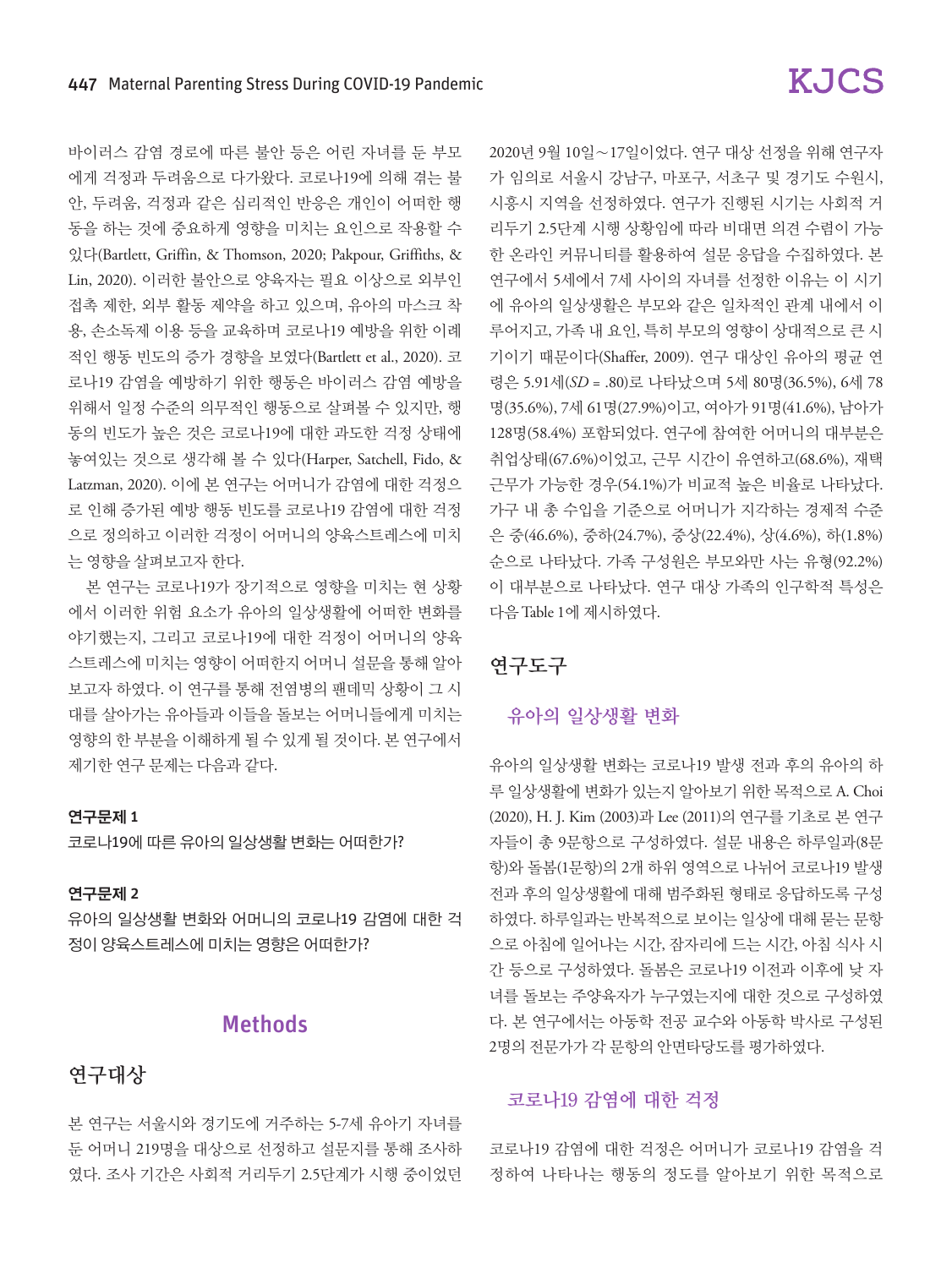바이러스 감염 경로에 따른 불안 등은 어린 자녀를 둔 부모에게 걱정과 두려움으로 다가왔다. 코로나19에 의해 겪는 불안, 두려움, 걱정과 같은 심리적인 반응은 개인이 어떠한 행동을 하는 것에 중요하게 영향을 미치는 요인으로 작용할 수 있다(Bartlett, Griffin, & Thomson, 2020; Pakpour, Griffiths, & Lin, 2020). 이러한 불안으로 양육자는 필요 이상으로 외부인 접촉 제한, 외부 활동 제약을 하고 있으며, 유아의 마스크 착용, 손소독제 이용 등을 교육하며 코로나19 예방을 위한 이례적인 행동 빈도의 증가 경향을 보였다(Bartlett et al., 2020). 코로나19 감염을 예방하기 위한 행동은 바이러스 감염 예방을 위해서 일정 수준의 의무적인 행동으로 살펴볼 수 있지만, 행동의 빈도가 높은 것은 코로나19에 대한 과도한 걱정 상태에 놓여있는 것으로 생각해 볼 수 있다(Harper, Satchell, Fido, & Latzman, 2020). 이에 본 연구는 어머니가 감염에 대한 걱정으로 인해 증가된 예방 행동 빈도를 코로나19 감염에 대한 걱정으로 정의하고 이러한 걱정이 어머니의 양육스트레스에 미치는 영향을 살펴보고자 한다.

본 연구는 코로나19가 장기적으로 영향을 미치는 현 상황에서 이러한 위험 요소가 유아의 일상생활에 어떠한 변화를 야기했는지, 그리고 코로나19에 대한 걱정이 어머니의 양육스트레스에 미치는 영향이 어떠한지 어머니 설문을 통해 알아보고자 하였다. 이 연구를 통해 전염병의 팬데믹 상황이 그 시대를 살아가는 유아들과 이들을 돌보는 어머니들에게 미치는 영향의 한 부분을 이해하게 될 수 있게 될 것이다. 본 연구에서 제기한 연구 문제는 다음과 같다.

**연구문제 1**

코로나19에 따른 유아의 일상생활 변화는 어떠한가?

**연구문제 2**

유아의 일상생활 변화와 어머니의 코로나19 감염에 대한 걱정이 양육스트레스에 미치는 영향은 어떠한가?

# Methods

## 연구대상

본 연구는 서울시와 경기도에 거주하는 5-7세 유아기 자녀를 둔 어머니 219명을 대상으로 선정하고 설문지를 통해 조사하였다. 조사 기간은 사회적 거리두기 2.5단계가 시행 중이었던 2020년 9월 10일～17일이었다. 연구 대상 선정을 위해 연구자가 임의로 서울시 강남구, 마포구, 서초구 및 경기도 수원시, 시흥시 지역을 선정하였다. 연구가 진행된 시기는 사회적 거리두기 2.5단계 시행 상황임에 따라 비대면 의견 수렴이 가능한 온라인 커뮤니티를 활용하여 설문 응답을 수집하였다. 본 연구에서 5세에서 7세 사이의 자녀를 선정한 이유는 이 시기에 유아의 일상생활은 부모와 같은 일차적인 관계 내에서 이루어지고, 가족 내 요인, 특히 부모의 영향이 상대적으로 큰 시기이기 때문이다(Shaffer, 2009). 연구 대상인 유아의 평균 연령은 5.91세(*SD* = .80)로 나타났으며 5세 80명(36.5%), 6세 78명(35.6%), 7세 61명(27.9%)이고, 여아가 91명(41.6%), 남아가 128명(58.4%) 포함되었다. 연구에 참여한 어머니의 대부분은 취업상태(67.6%)이었고, 근무 시간이 유연하고(68.6%), 재택근무가 가능한 경우(54.1%)가 비교적 높은 비율로 나타났다. 가구 내 총 수입을 기준으로 어머니가 지각하는 경제적 수준은 중(46.6%), 중하(24.7%), 중상(22.4%), 상(4.6%), 하(1.8%) 순으로 나타났다. 가족 구성원은 부모와만 사는 유형(92.2%)이 대부분으로 나타났다. 연구 대상 가족의 인구학적 특성은 다음 Table 1에 제시하였다.

## 연구도구

### 유아의 일상생활 변화

유아의 일상생활 변화는 코로나19 발생 전과 후의 유아의 하루 일상생활에 변화가 있는지 알아보기 위한 목적으로 A. Choi (2020), H. J. Kim (2003)과 Lee (2011)의 연구를 기초로 본 연구자들이 총 9문항으로 구성하였다. 설문 내용은 하루일과(8문항)와 돌봄(1문항)의 2개 하위 영역으로 나뉘어 코로나19 발생 전과 후의 일상생활에 대해 범주화된 형태로 응답하도록 구성하였다. 하루일과는 반복적으로 보이는 일상에 대해 묻는 문항으로 아침에 일어나는 시간, 잠자리에 드는 시간, 아침 식사 시간 등으로 구성하였다. 돌봄은 코로나19 이전과 이후에 낮 자녀를 돌보는 주양육자가 누구였는지에 대한 것으로 구성하였다. 본 연구에서는 아동학 전공 교수와 아동학 박사로 구성된 2명의 전문가가 각 문항의 안면타당도를 평가하였다.

### 코로나19 감염에 대한 걱정

코로나19 감염에 대한 걱정은 어머니가 코로나19 감염을 걱정하여 나타나는 행동의 정도를 알아보기 위한 목적으로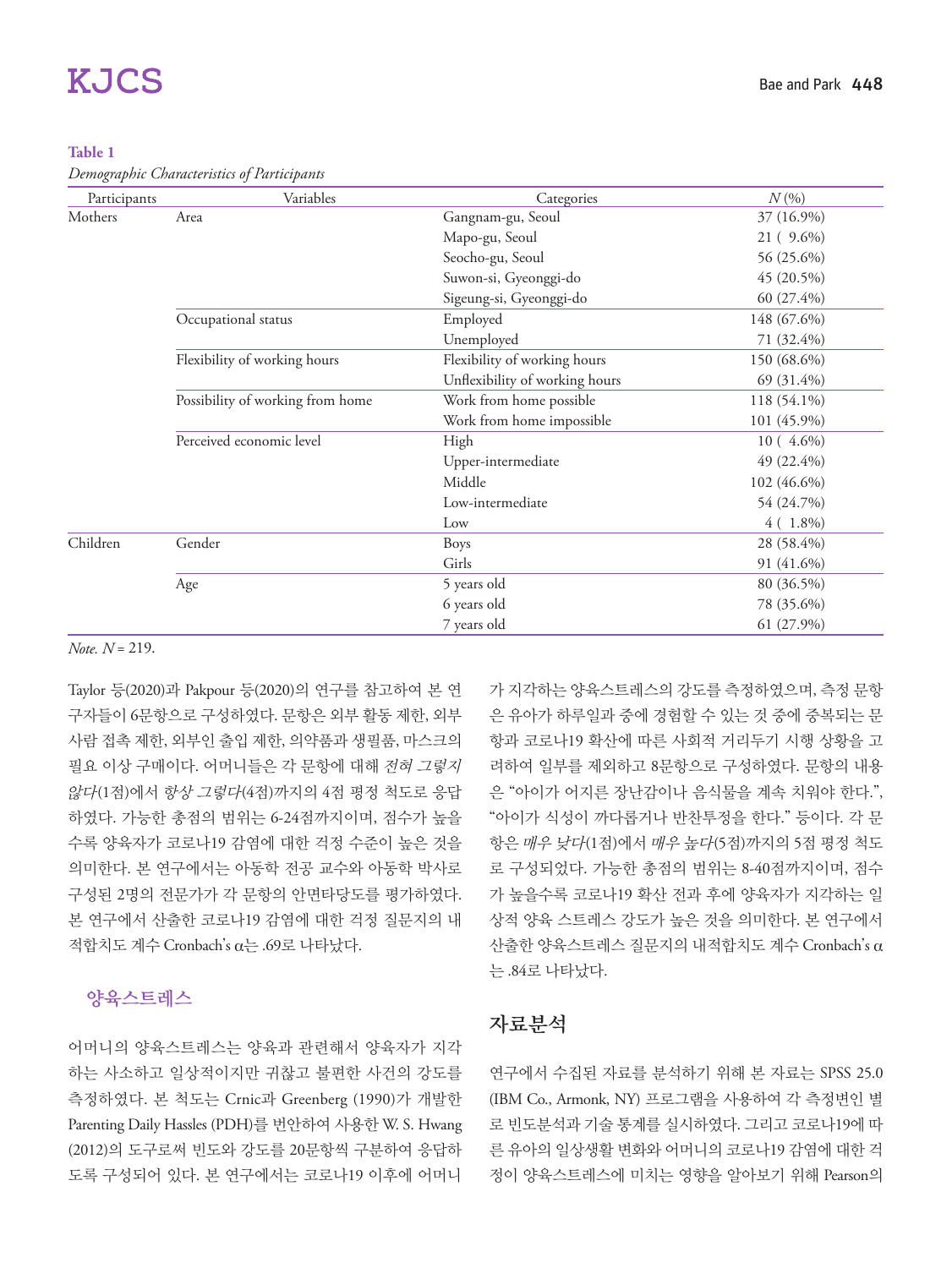**Table 1**

*Demographic Characteristics of Participants*

| Participants | Variables | Categories | *N* (%) |
|---|---|---|---|
| Mothers | Area | Gangnam-gu, Seoul | 37 (16.9%) |
| | | Mapo-gu, Seoul | 21 ( 9.6%) |
| | | Seocho-gu, Seoul | 56 (25.6%) |
| | | Suwon-si, Gyeonggi-do | 45 (20.5%) |
| | | Sigeung-si, Gyeonggi-do | 60 (27.4%) |
| | Occupational status | Employed | 148 (67.6%) |
| | | Unemployed | 71 (32.4%) |
| | Flexibility of working hours | Flexibility of working hours | 150 (68.6%) |
| | | Unflexibility of working hours | 69 (31.4%) |
| | Possibility of working from home | Work from home possible | 118 (54.1%) |
| | | Work from home impossible | 101 (45.9%) |
| | Perceived economic level | High | 10 ( 4.6%) |
| | | Upper-intermediate | 49 (22.4%) |
| | | Middle | 102 (46.6%) |
| | | Low-intermediate | 54 (24.7%) |
| | | Low | 4 ( 1.8%) |
| Children | Gender | Boys | 28 (58.4%) |
| | | Girls | 91 (41.6%) |
| | Age | 5 years old | 80 (36.5%) |
| | | 6 years old | 78 (35.6%) |
| | | 7 years old | 61 (27.9%) |

*Note.* $N = 219$.

Taylor 등(2020)과 Pakpour 등(2020)의 연구를 참고하여 본 연구자들이 6문항으로 구성하였다. 문항은 외부 활동 제한, 외부 사람 접촉 제한, 외부인 출입 제한, 의약품과 생필품, 마스크의 필요 이상 구매이다. 어머니들은 각 문항에 대해 *전혀 그렇지 않다*(1점)에서 *항상 그렇다*(4점)까지의 4점 평정 척도로 응답하였다. 가능한 총점의 범위는 6-24점까지이며, 점수가 높을수록 양육자가 코로나19 감염에 대한 걱정 수준이 높은 것을 의미한다. 본 연구에서는 아동학 전공 교수와 아동학 박사로 구성된 2명의 전문가가 각 문항의 안면타당도를 평가하였다. 본 연구에서 산출한 코로나19 감염에 대한 걱정 질문지의 내적합치도 계수 Cronbach's α는 .69로 나타났다.

### 양육스트레스

어머니의 양육스트레스는 양육과 관련해서 양육자가 지각하는 사소하고 일상적이지만 귀찮고 불편한 사건의 강도를 측정하였다. 본 척도는 Crnic과 Greenberg (1990)가 개발한 Parenting Daily Hassles (PDH)를 번안하여 사용한 W. S. Hwang (2012)의 도구로써 빈도와 강도를 20문항씩 구분하여 응답하도록 구성되어 있다. 본 연구에서는 코로나19 이후에 어머니가 지각하는 양육스트레스의 강도를 측정하였으며, 측정 문항은 유아가 하루일과 중에 경험할 수 있는 것 중에 중복되는 문항과 코로나19 확산에 따른 사회적 거리두기 시행 상황을 고려하여 일부를 제외하고 8문항으로 구성하였다. 문항의 내용은 "아이가 어지른 장난감이나 음식물을 계속 치워야 한다.", "아이가 식성이 까다롭거나 반찬투정을 한다." 등이다. 각 문항은 *매우 낮다*(1점)에서 *매우 높다*(5점)까지의 5점 평정 척도로 구성되었다. 가능한 총점의 범위는 8-40점까지이며, 점수가 높을수록 코로나19 확산 전과 후에 양육자가 지각하는 일상적 양육 스트레스 강도가 높은 것을 의미한다. 본 연구에서 산출한 양육스트레스 질문지의 내적합치도 계수 Cronbach's α는 .84로 나타났다.

## 자료분석

연구에서 수집된 자료를 분석하기 위해 본 자료는 SPSS 25.0 (IBM Co., Armonk, NY) 프로그램을 사용하여 각 측정변인 별로 빈도분석과 기술 통계를 실시하였다. 그리고 코로나19에 따른 유아의 일상생활 변화와 어머니의 코로나19 감염에 대한 걱정이 양육스트레스에 미치는 영향을 알아보기 위해 Pearson의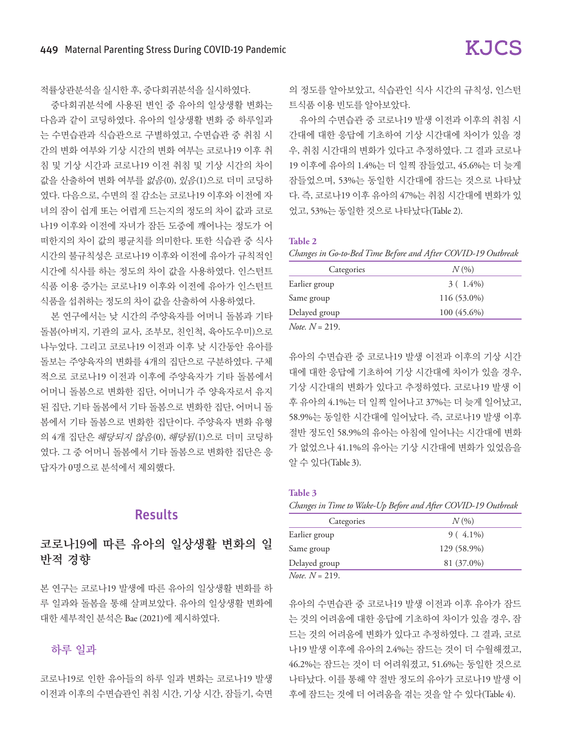적률상관분석을 실시한 후, 중다회귀분석을 실시하였다.

중다회귀분석에 사용된 변인 중 유아의 일상생활 변화는 다음과 같이 코딩하였다. 유아의 일상생활 변화 중 하루일과는 수면습관과 식습관으로 구별하였고, 수면습관 중 취침 시간의 변화 여부와 기상 시간의 변화 여부는 코로나19 이후 취침 및 기상 시간과 코로나19 이전 취침 및 기상 시간의 차이 값을 산출하여 변화 여부를 *없음*(0), *있음*(1)으로 더미 코딩하였다. 다음으로, 수면의 질 감소는 코로나19 이후와 이전에 자녀의 잠이 쉽게 또는 어렵게 드는지의 정도의 차이 값과 코로나19 이후와 이전에 자녀가 잠든 도중에 깨어나는 정도가 어떠한지의 차이 값의 평균치를 의미한다. 또한 식습관 중 식사 시간의 불규칙성은 코로나19 이후와 이전에 유아가 규칙적인 시간에 식사를 하는 정도의 차이 값을 사용하였다. 인스턴트 식품 이용 증가는 코로나19 이후와 이전에 유아가 인스턴트 식품을 섭취하는 정도의 차이 값을 산출하여 사용하였다.

본 연구에서는 낮 시간의 주양육자를 어머니 돌봄과 기타 돌봄(아버지, 기관의 교사, 조부모, 친인척, 육아도우미)으로 나누었다. 그리고 코로나19 이전과 이후 낮 시간동안 유아를 돌보는 주양육자의 변화를 4개의 집단으로 구분하였다. 구체적으로 코로나19 이전과 이후에 주양육자가 기타 돌봄에서 어머니 돌봄으로 변화한 집단, 어머니가 주 양육자로서 유지된 집단, 기타 돌봄에서 기타 돌봄으로 변화한 집단, 어머니 돌봄에서 기타 돌봄으로 변화한 집단이다. 주양육자 변화 유형의 4개 집단은 *해당되지 않음*(0), *해당됨*(1)으로 더미 코딩하였다. 그 중 어머니 돌봄에서 기타 돌봄으로 변화한 집단은 응답자가 0명으로 분석에서 제외했다.

# Results

## 코로나19에 따른 유아의 일상생활 변화의 일반적 경향

본 연구는 코로나19 발생에 따른 유아의 일상생활 변화를 하루 일과와 돌봄을 통해 살펴보았다. 유아의 일상생활 변화에 대한 세부적인 분석은 Bae (2021)에 제시하였다.

### 하루 일과

코로나19로 인한 유아들의 하루 일과 변화는 코로나19 발생 이전과 이후의 수면습관인 취침 시간, 기상 시간, 잠들기, 숙면의 정도를 알아보았고, 식습관인 식사 시간의 규칙성, 인스턴트식품 이용 빈도를 알아보았다.

유아의 수면습관 중 코로나19 발생 이전과 이후의 취침 시간대에 대한 응답에 기초하여 기상 시간대에 차이가 있을 경우, 취침 시간대의 변화가 있다고 추정하였다. 그 결과 코로나19 이후에 유아의 1.4%는 더 일찍 잠들었고, 45.6%는 더 늦게 잠들었으며, 53%는 동일한 시간대에 잠드는 것으로 나타났다. 즉, 코로나19 이후 유아의 47%는 취침 시간대에 변화가 있었고, 53%는 동일한 것으로 나타났다(Table 2).

**Table 2**
*Changes in Go-to-Bed Time Before and After COVID-19 Outbreak*

| Categories | *N* (%) |
|---|---|
| Earlier group | 3 ( 1.4%) |
| Same group | 116 (53.0%) |
| Delayed group | 100 (45.6%) |

*Note. N* = 219.

유아의 수면습관 중 코로나19 발생 이전과 이후의 기상 시간대에 대한 응답에 기초하여 기상 시간대에 차이가 있을 경우, 기상 시간대의 변화가 있다고 추정하였다. 코로나19 발생 이후 유아의 4.1%는 더 일찍 일어나고 37%는 더 늦게 일어났고, 58.9%는 동일한 시간대에 일어났다. 즉, 코로나19 발생 이후 절반 정도인 58.9%의 유아는 아침에 일어나는 시간대에 변화가 없었으나 41.1%의 유아는 기상 시간대에 변화가 있었음을 알 수 있다(Table 3).

**Table 3**
*Changes in Time to Wake-Up Before and After COVID-19 Outbreak*

| Categories | *N* (%) |
|---|---|
| Earlier group | 9 ( 4.1%) |
| Same group | 129 (58.9%) |
| Delayed group | 81 (37.0%) |

*Note. N* = 219.

유아의 수면습관 중 코로나19 발생 이전과 이후 유아가 잠드는 것의 어려움에 대한 응답에 기초하여 차이가 있을 경우, 잠드는 것의 어려움에 변화가 있다고 추정하였다. 그 결과, 코로나19 발생 이후에 유아의 2.4%는 잠드는 것이 더 수월해졌고, 46.2%는 잠드는 것이 더 어려워졌고, 51.6%는 동일한 것으로 나타났다. 이를 통해 약 절반 정도의 유아가 코로나19 발생 이후에 잠드는 것에 더 어려움을 겪는 것을 알 수 있다(Table 4).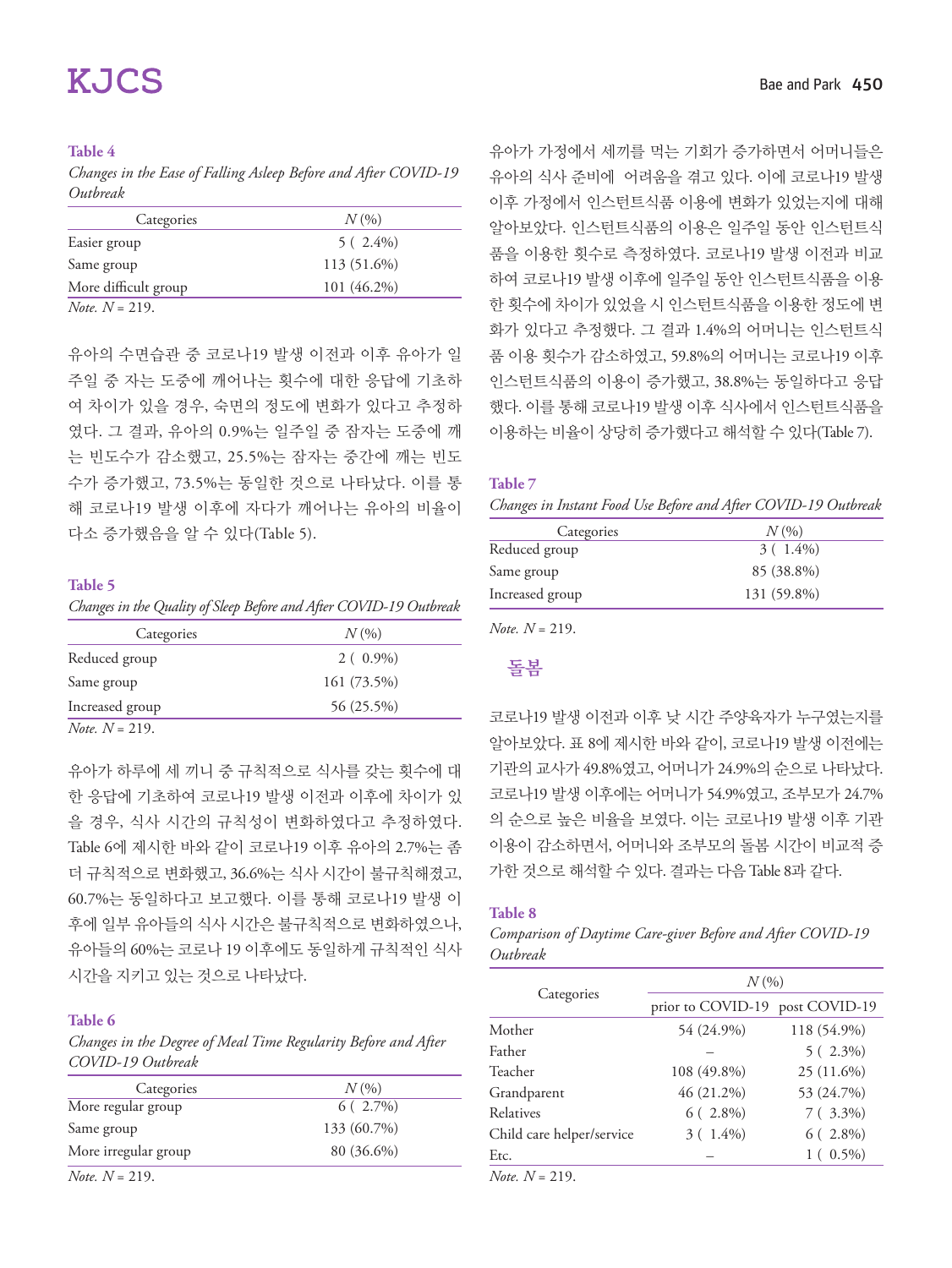**Table 4**

*Changes in the Ease of Falling Asleep Before and After COVID-19 Outbreak*

| Categories | *N* (%) |
|---|---|
| Easier group | 5 ( 2.4%) |
| Same group | 113 (51.6%) |
| More difficult group | 101 (46.2%) |

*Note. N* = 219.

유아의 수면습관 중 코로나19 발생 이전과 이후 유아가 일주일 중 자는 도중에 깨어나는 횟수에 대한 응답에 기초하여 차이가 있을 경우, 숙면의 정도에 변화가 있다고 추정하였다. 그 결과, 유아의 0.9%는 일주일 중 잠자는 도중에 깨는 빈도수가 감소했고, 25.5%는 잠자는 중간에 깨는 빈도수가 증가했고, 73.5%는 동일한 것으로 나타났다. 이를 통해 코로나19 발생 이후에 자다가 깨어나는 유아의 비율이 다소 증가했음을 알 수 있다(Table 5).

**Table 5**

*Changes in the Quality of Sleep Before and After COVID-19 Outbreak*

| Categories | *N* (%) |
|---|---|
| Reduced group | 2 ( 0.9%) |
| Same group | 161 (73.5%) |
| Increased group | 56 (25.5%) |

*Note. N* = 219.

유아가 하루에 세 끼니 중 규칙적으로 식사를 갖는 횟수에 대한 응답에 기초하여 코로나19 발생 이전과 이후에 차이가 있을 경우, 식사 시간의 규칙성이 변화하였다고 추정하였다. Table 6에 제시한 바와 같이 코로나19 이후 유아의 2.7%는 좀 더 규칙적으로 변화했고, 36.6%는 식사 시간이 불규칙해졌고, 60.7%는 동일하다고 보고했다. 이를 통해 코로나19 발생 이후에 일부 유아들의 식사 시간은 불규칙적으로 변화하였으나, 유아들의 60%는 코로나 19 이후에도 동일하게 규칙적인 식사 시간을 지키고 있는 것으로 나타났다.

**Table 6**

*Changes in the Degree of Meal Time Regularity Before and After COVID-19 Outbreak*

| Categories | *N* (%) |
|---|---|
| More regular group | 6 ( 2.7%) |
| Same group | 133 (60.7%) |
| More irregular group | 80 (36.6%) |

*Note. N* = 219.

유아가 가정에서 세끼를 먹는 기회가 증가하면서 어머니들은 유아의 식사 준비에 어려움을 겪고 있다. 이에 코로나19 발생 이후 가정에서 인스턴트식품 이용에 변화가 있었는지에 대해 알아보았다. 인스턴트식품의 이용은 일주일 동안 인스턴트식품을 이용한 횟수로 측정하였다. 코로나19 발생 이전과 비교하여 코로나19 발생 이후에 일주일 동안 인스턴트식품을 이용한 횟수에 차이가 있었을 시 인스턴트식품을 이용한 정도에 변화가 있다고 추정했다. 그 결과 1.4%의 어머니는 인스턴트식품 이용 횟수가 감소하였고, 59.8%의 어머니는 코로나19 이후 인스턴트식품의 이용이 증가했고, 38.8%는 동일하다고 응답했다. 이를 통해 코로나19 발생 이후 식사에서 인스턴트식품을 이용하는 비율이 상당히 증가했다고 해석할 수 있다(Table 7).

**Table 7**

*Changes in Instant Food Use Before and After COVID-19 Outbreak*

| Categories | *N* (%) |
|---|---|
| Reduced group | 3 ( 1.4%) |
| Same group | 85 (38.8%) |
| Increased group | 131 (59.8%) |

*Note. N* = 219.

## 돌봄

코로나19 발생 이전과 이후 낮 시간 주양육자가 누구였는지를 알아보았다. 표 8에 제시한 바와 같이, 코로나19 발생 이전에는 기관의 교사가 49.8%였고, 어머니가 24.9%의 순으로 나타났다. 코로나19 발생 이후에는 어머니가 54.9%였고, 조부모가 24.7%의 순으로 높은 비율을 보였다. 이는 코로나19 발생 이후 기관 이용이 감소하면서, 어머니와 조부모의 돌봄 시간이 비교적 증가한 것으로 해석할 수 있다. 결과는 다음 Table 8과 같다.

**Table 8**

*Comparison of Daytime Care-giver Before and After COVID-19 Outbreak*

| Categories | *N* (%) | |
|---|---|---|
| | prior to COVID-19 | post COVID-19 |
| Mother | 54 (24.9%) | 118 (54.9%) |
| Father | – | 5 ( 2.3%) |
| Teacher | 108 (49.8%) | 25 (11.6%) |
| Grandparent | 46 (21.2%) | 53 (24.7%) |
| Relatives | 6 ( 2.8%) | 7 ( 3.3%) |
| Child care helper/service | 3 ( 1.4%) | 6 ( 2.8%) |
| Etc. | – | 1 ( 0.5%) |

*Note. N* = 219.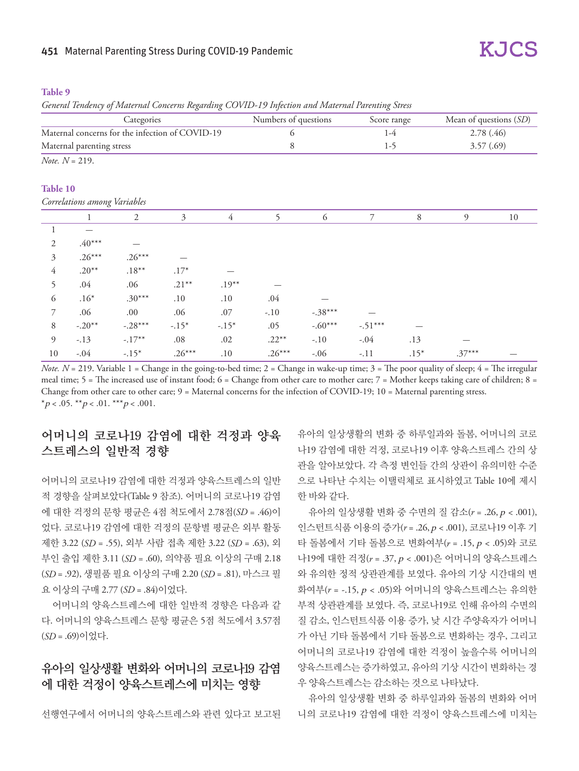**Table 9**

*General Tendency of Maternal Concerns Regarding COVID-19 Infection and Maternal Parenting Stress*

| Categories | Numbers of questions | Score range | Mean of questions (*SD*) |
|---|---|---|---|
| Maternal concerns for the infection of COVID-19 | 6 | 1-4 | 2.78 (.46) |
| Maternal parenting stress | 8 | 1-5 | 3.57 (.69) |

*Note.* $N$ = 219.

**Table 10**

*Correlations among Variables*

| | 1 | 2 | 3 | 4 | 5 | 6 | 7 | 8 | 9 | 10 |
|---|---|---|---|---|---|---|---|---|---|---|
| 1 | — | | | | | | | | | |
| 2 | .40*** | — | | | | | | | | |
| 3 | .26*** | .26*** | — | | | | | | | |
| 4 | .20** | .18** | .17* | — | | | | | | |
| 5 | .04 | .06 | .21** | .19** | — | | | | | |
| 6 | .16* | .30*** | .10 | .10 | .04 | — | | | | |
| 7 | .06 | .00 | .06 | .07 | -.10 | -.38*** | — | | | |
| 8 | -.20** | -.28*** | -.15* | -.15* | .05 | -.60*** | -.51*** | — | | |
| 9 | -.13 | -.17** | .08 | .02 | .22** | -.10 | -.04 | .13 | — | |
| 10 | -.04 | -.15* | .26*** | .10 | .26*** | -.06 | -.11 | .15* | .37*** | — |

*Note.* $N$ = 219. Variable 1 = Change in the going-to-bed time; 2 = Change in wake-up time; 3 = The poor quality of sleep; 4 = The irregular meal time; 5 = The increased use of instant food; 6 = Change from other care to mother care; 7 = Mother keeps taking care of children; 8 = Change from other care to other care; 9 = Maternal concerns for the infection of COVID-19; 10 = Maternal parenting stress.
*$p$ < .05. **$p$ < .01. ***$p$ < .001.

## 어머니의 코로나19 감염에 대한 걱정과 양육스트레스의 일반적 경향

어머니의 코로나19 감염에 대한 걱정과 양육스트레스의 일반적 경향을 살펴보았다(Table 9 참조). 어머니의 코로나19 감염에 대한 걱정의 문항 평균은 4점 척도에서 2.78점(*SD* = .46)이었다. 코로나19 감염에 대한 걱정의 문항별 평균은 외부 활동 제한 3.22 (*SD* = .55), 외부 사람 접촉 제한 3.22 (*SD* = .63), 외부인 출입 제한 3.11 (*SD* = .60), 의약품 필요 이상의 구매 2.18 (*SD* = .92), 생필품 필요 이상의 구매 2.20 (*SD* = .81), 마스크 필요 이상의 구매 2.77 (*SD* = .84)이었다.

어머니의 양육스트레스에 대한 일반적 경향은 다음과 같다. 어머니의 양육스트레스 문항 평균은 5점 척도에서 3.57점(*SD* = .69)이었다.

## 유아의 일상생활 변화와 어머니의 코로나19 감염에 대한 걱정이 양육스트레스에 미치는 영향

선행연구에서 어머니의 양육스트레스와 관련 있다고 보고된 유아의 일상생활의 변화 중 하루일과와 돌봄, 어머니의 코로나19 감염에 대한 걱정, 코로나19 이후 양육스트레스 간의 상관을 알아보았다. 각 측정 변인들 간의 상관이 유의미한 수준으로 나타난 수치는 이탤릭체로 표시하였고 Table 10에 제시한 바와 같다.

유아의 일상생활 변화 중 수면의 질 감소($r$ = .26, $p$ < .001), 인스턴트식품 이용의 증가($r$ = .26, $p$ < .001), 코로나19 이후 기타 돌봄에서 기타 돌봄으로 변화여부($r$ = .15, $p$ < .05)와 코로나19에 대한 걱정($r$ = .37, $p$ < .001)은 어머니의 양육스트레스와 유의한 정적 상관관계를 보였다. 유아의 기상 시간대의 변화여부($r$ = -.15, $p$ < .05)와 어머니의 양육스트레스는 유의한 부적 상관관계를 보였다. 즉, 코로나19로 인해 유아의 수면의 질 감소, 인스턴트식품 이용 증가, 낮 시간 주양육자가 어머니가 아닌 기타 돌봄에서 기타 돌봄으로 변화하는 경우, 그리고 어머니의 코로나19 감염에 대한 걱정이 높을수록 어머니의 양육스트레스는 증가하였고, 유아의 기상 시간이 변화하는 경우 양육스트레스는 감소하는 것으로 나타났다.

유아의 일상생활 변화 중 하루일과와 돌봄의 변화와 어머니의 코로나19 감염에 대한 걱정이 양육스트레스에 미치는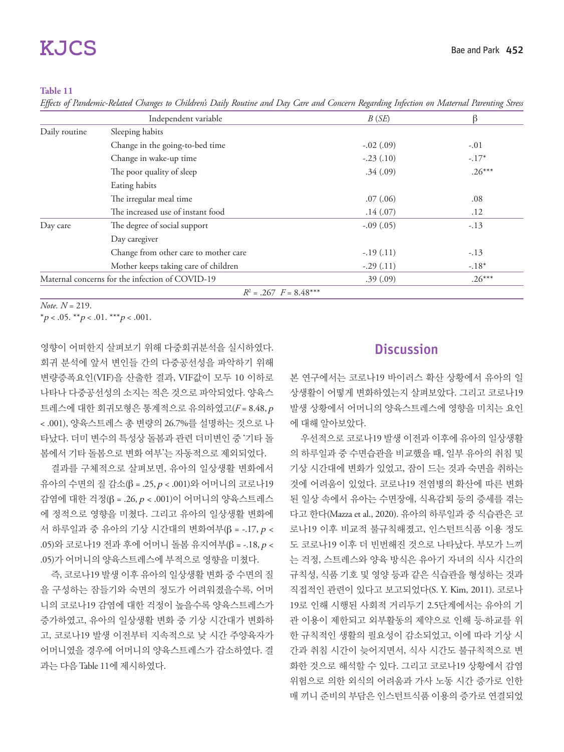**Table 11**

*Effects of Pandemic-Related Changes to Children's Daily Routine and Day Care and Concern Regarding Infection on Maternal Parenting Stress*

| Independent variable | | *B* (*SE*) | β |
|---|---|---|---|
| Daily routine | Sleeping habits | | |
| | Change in the going-to-bed time | -.02 (.09) | -.01 |
| | Change in wake-up time | -.23 (.10) | -.17* |
| | The poor quality of sleep | .34 (.09) | .26*** |
| | Eating habits | | |
| | The irregular meal time | .07 (.06) | .08 |
| | The increased use of instant food | .14 (.07) | .12 |
| Day care | The degree of social support | -.09 (.05) | -.13 |
| | Day caregiver | | |
| | Change from other care to mother care | -.19 (.11) | -.13 |
| | Mother keeps taking care of children | -.29 (.11) | -.18* |
| Maternal concerns for the infection of COVID-19 | | .39 (.09) | .26*** |
| $R^2$ = .267 $F$ = 8.48*** | | | |

*Note.* $N$ = 219.
*$p$ < .05. **$p$ < .01. ***$p$ < .001.

영향이 어떠한지 살펴보기 위해 다중회귀분석을 실시하였다. 회귀 분석에 앞서 변인들 간의 다중공선성을 파악하기 위해 변량증폭요인(VIF)을 산출한 결과, VIF값이 모두 10 이하로 나타나 다중공선성의 소지는 적은 것으로 파악되었다. 양육스트레스에 대한 회귀모형은 통계적으로 유의하였고($F$ = 8.48, $p$ < .001), 양육스트레스 총 변량의 26.7%를 설명하는 것으로 나타났다. 더미 변수의 특성상 돌봄과 관련 더미변인 중 '기타 돌봄에서 기타 돌봄으로 변화 여부'는 자동적으로 제외되었다.

결과를 구체적으로 살펴보면, 유아의 일상생활 변화에서 유아의 수면의 질 감소(β = .25, $p$ < .001)와 어머니의 코로나19 감염에 대한 걱정(β = .26, $p$ < .001)이 어머니의 양육스트레스에 정적으로 영향을 미쳤다. 그리고 유아의 일상생활 변화에서 하루일과 중 유아의 기상 시간대의 변화여부(β = -.17, $p$ < .05)와 코로나19 전과 후에 어머니 돌봄 유지여부(β = -.18, $p$ < .05)가 어머니의 양육스트레스에 부적으로 영향을 미쳤다.

즉, 코로나19 발생 이후 유아의 일상생활 변화 중 수면의 질을 구성하는 잠들기와 숙면의 정도가 어려워졌을수록, 어머니의 코로나19 감염에 대한 걱정이 높을수록 양육스트레스가 증가하였고, 유아의 일상생활 변화 중 기상 시간대가 변화하고, 코로나19 발생 이전부터 지속적으로 낮 시간 주양육자가 어머니였을 경우에 어머니의 양육스트레스가 감소하였다. 결과는 다음 Table 11에 제시하였다.

## Discussion

본 연구에서는 코로나19 바이러스 확산 상황에서 유아의 일상생활이 어떻게 변화하였는지 살펴보았다. 그리고 코로나19 발생 상황에서 어머니의 양육스트레스에 영향을 미치는 요인에 대해 알아보았다.

우선적으로 코로나19 발생 이전과 이후에 유아의 일상생활의 하루일과 중 수면습관을 비교했을 때, 일부 유아의 취침 및 기상 시간대에 변화가 있었고, 잠이 드는 것과 숙면을 취하는 것에 어려움이 있었다. 코로나19 전염병의 확산에 따른 변화된 일상 속에서 유아는 수면장애, 식욕감퇴 등의 증세를 겪는다고 한다(Mazza et al., 2020). 유아의 하루일과 중 식습관은 코로나19 이후 비교적 불규칙해졌고, 인스턴트식품 이용 정도도 코로나19 이후 더 빈번해진 것으로 나타났다. 부모가 느끼는 걱정, 스트레스와 양육 방식은 유아기 자녀의 식사 시간의 규칙성, 식품 기호 및 영양 등과 같은 식습관을 형성하는 것과 직접적인 관련이 있다고 보고되었다(S. Y. Kim, 2011). 코로나19로 인해 시행된 사회적 거리두기 2.5단계에서는 유아의 기관 이용이 제한되고 외부활동의 제약으로 인해 등·하교를 위한 규칙적인 생활의 필요성이 감소되었고, 이에 따라 기상 시간과 취침 시간이 늦어지면서, 식사 시간도 불규칙적으로 변화한 것으로 해석할 수 있다. 그리고 코로나19 상황에서 감염위험으로 의한 외식의 어려움과 가사 노동 시간 증가로 인한 매 끼니 준비의 부담은 인스턴트식품 이용의 증가로 연결되었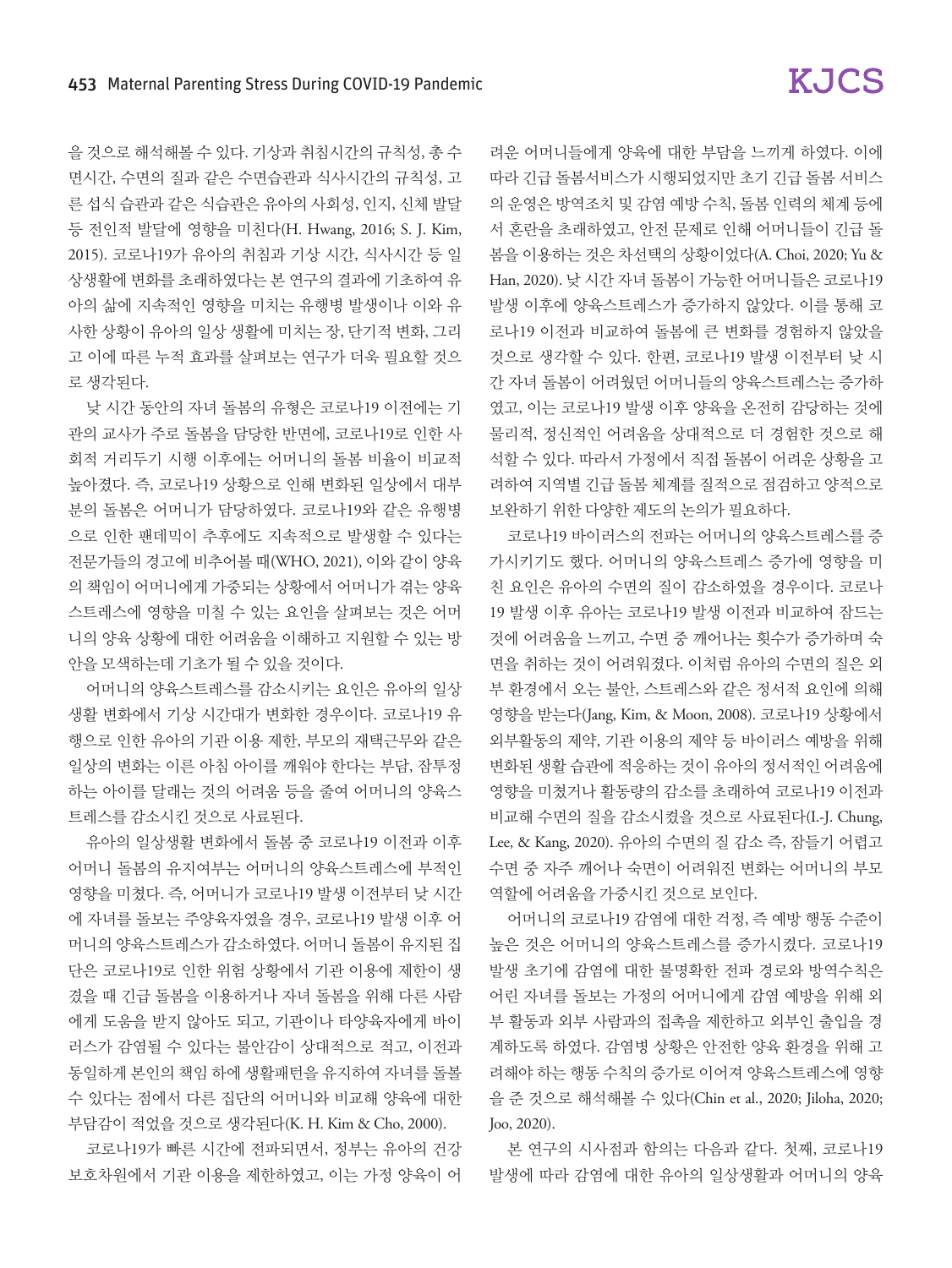을 것으로 해석해볼 수 있다. 기상과 취침시간의 규칙성, 총 수면시간, 수면의 질과 같은 수면습관과 식사시간의 규칙성, 고른 섭식 습관과 같은 식습관은 유아의 사회성, 인지, 신체 발달 등 전인적 발달에 영향을 미친다(H. Hwang, 2016; S. J. Kim, 2015). 코로나19가 유아의 취침과 기상 시간, 식사시간 등 일상생활에 변화를 초래하였다는 본 연구의 결과에 기초하여 유아의 삶에 지속적인 영향을 미치는 유행병 발생이나 이와 유사한 상황이 유아의 일상 생활에 미치는 장, 단기적 변화, 그리고 이에 따른 누적 효과를 살펴보는 연구가 더욱 필요할 것으로 생각된다.

낮 시간 동안의 자녀 돌봄의 유형은 코로나19 이전에는 기관의 교사가 주로 돌봄을 담당한 반면에, 코로나19로 인한 사회적 거리두기 시행 이후에는 어머니의 돌봄 비율이 비교적 높아졌다. 즉, 코로나19 상황으로 인해 변화된 일상에서 대부분의 돌봄은 어머니가 담당하였다. 코로나19와 같은 유행병으로 인한 팬데믹이 추후에도 지속적으로 발생할 수 있다는 전문가들의 경고에 비추어볼 때(WHO, 2021), 이와 같이 양육의 책임이 어머니에게 가중되는 상황에서 어머니가 겪는 양육스트레스에 영향을 미칠 수 있는 요인을 살펴보는 것은 어머니의 양육 상황에 대한 어려움을 이해하고 지원할 수 있는 방안을 모색하는데 기초가 될 수 있을 것이다.

어머니의 양육스트레스를 감소시키는 요인은 유아의 일상생활 변화에서 기상 시간대가 변화한 경우이다. 코로나19 유행으로 인한 유아의 기관 이용 제한, 부모의 재택근무와 같은 일상의 변화는 이른 아침 아이를 깨워야 한다는 부담, 잠투정하는 아이를 달래는 것의 어려움 등을 줄여 어머니의 양육스트레스를 감소시킨 것으로 사료된다.

유아의 일상생활 변화에서 돌봄 중 코로나19 이전과 이후 어머니 돌봄의 유지여부는 어머니의 양육스트레스에 부적인 영향을 미쳤다. 즉, 어머니가 코로나19 발생 이전부터 낮 시간에 자녀를 돌보는 주양육자였을 경우, 코로나19 발생 이후 어머니의 양육스트레스가 감소하였다. 어머니 돌봄이 유지된 집단은 코로나19로 인한 위험 상황에서 기관 이용에 제한이 생겼을 때 긴급 돌봄을 이용하거나 자녀 돌봄을 위해 다른 사람에게 도움을 받지 않아도 되고, 기관이나 타양육자에게 바이러스가 감염될 수 있다는 불안감이 상대적으로 적고, 이전과 동일하게 본인의 책임 하에 생활패턴을 유지하여 자녀를 돌볼 수 있다는 점에서 다른 집단의 어머니와 비교해 양육에 대한 부담감이 적었을 것으로 생각된다(K. H. Kim & Cho, 2000).

코로나19가 빠른 시간에 전파되면서, 정부는 유아의 건강 보호차원에서 기관 이용을 제한하였고, 이는 가정 양육이 어려운 어머니들에게 양육에 대한 부담을 느끼게 하였다. 이에 따라 긴급 돌봄서비스가 시행되었지만 초기 긴급 돌봄 서비스의 운영은 방역조치 및 감염 예방 수칙, 돌봄 인력의 체계 등에서 혼란을 초래하였고, 안전 문제로 인해 어머니들이 긴급 돌봄을 이용하는 것은 차선택의 상황이었다(A. Choi, 2020; Yu & Han, 2020). 낮 시간 자녀 돌봄이 가능한 어머니들은 코로나19 발생 이후에 양육스트레스가 증가하지 않았다. 이를 통해 코로나19 이전과 비교하여 돌봄에 큰 변화를 경험하지 않았을 것으로 생각할 수 있다. 한편, 코로나19 발생 이전부터 낮 시간 자녀 돌봄이 어려웠던 어머니들의 양육스트레스는 증가하였고, 이는 코로나19 발생 이후 양육을 온전히 감당하는 것에 물리적, 정신적인 어려움을 상대적으로 더 경험한 것으로 해석할 수 있다. 따라서 가정에서 직접 돌봄이 어려운 상황을 고려하여 지역별 긴급 돌봄 체계를 질적으로 점검하고 양적으로 보완하기 위한 다양한 제도의 논의가 필요하다.

코로나19 바이러스의 전파는 어머니의 양육스트레스를 증가시키기도 했다. 어머니의 양육스트레스 증가에 영향을 미친 요인은 유아의 수면의 질이 감소하였을 경우이다. 코로나19 발생 이후 유아는 코로나19 발생 이전과 비교하여 잠드는 것에 어려움을 느끼고, 수면 중 깨어나는 횟수가 증가하며 숙면을 취하는 것이 어려워졌다. 이처럼 유아의 수면의 질은 외부 환경에서 오는 불안, 스트레스와 같은 정서적 요인에 의해 영향을 받는다(Jang, Kim, & Moon, 2008). 코로나19 상황에서 외부활동의 제약, 기관 이용의 제약 등 바이러스 예방을 위해 변화된 생활 습관에 적응하는 것이 유아의 정서적인 어려움에 영향을 미쳤거나 활동량의 감소를 초래하여 코로나19 이전과 비교해 수면의 질을 감소시켰을 것으로 사료된다(I.-J. Chung, Lee, & Kang, 2020). 유아의 수면의 질 감소 즉, 잠들기 어렵고 수면 중 자주 깨어나 숙면이 어려워진 변화는 어머니의 부모역할에 어려움을 가중시킨 것으로 보인다.

어머니의 코로나19 감염에 대한 걱정, 즉 예방 행동 수준이 높은 것은 어머니의 양육스트레스를 증가시켰다. 코로나19 발생 초기에 감염에 대한 불명확한 전파 경로와 방역수칙은 어린 자녀를 돌보는 가정의 어머니에게 감염 예방을 위해 외부 활동과 외부 사람과의 접촉을 제한하고 외부인 출입을 경계하도록 하였다. 감염병 상황은 안전한 양육 환경을 위해 고려해야 하는 행동 수칙의 증가로 이어져 양육스트레스에 영향을 준 것으로 해석해볼 수 있다(Chin et al., 2020; Jiloha, 2020; Joo, 2020).

본 연구의 시사점과 함의는 다음과 같다. 첫째, 코로나19 발생에 따라 감염에 대한 유아의 일상생활과 어머니의 양육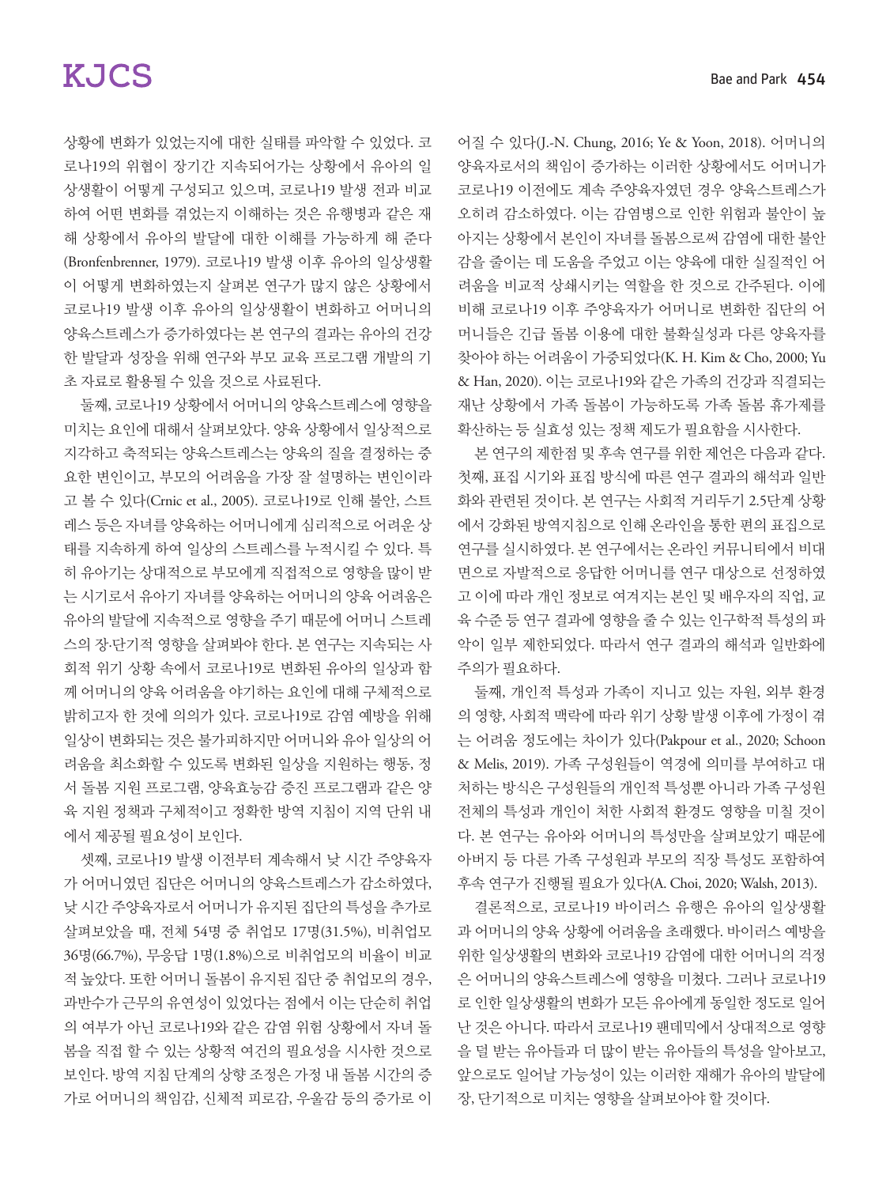상황에 변화가 있었는지에 대한 실태를 파악할 수 있었다. 코로나19의 위협이 장기간 지속되어가는 상황에서 유아의 일상생활이 어떻게 구성되고 있으며, 코로나19 발생 전과 비교하여 어떤 변화를 겪었는지 이해하는 것은 유행병과 같은 재해 상황에서 유아의 발달에 대한 이해를 가능하게 해 준다(Bronfenbrenner, 1979). 코로나19 발생 이후 유아의 일상생활이 어떻게 변화하였는지 살펴본 연구가 많지 않은 상황에서 코로나19 발생 이후 유아의 일상생활이 변화하고 어머니의 양육스트레스가 증가하였다는 본 연구의 결과는 유아의 건강한 발달과 성장을 위해 연구와 부모 교육 프로그램 개발의 기초 자료로 활용될 수 있을 것으로 사료된다.

둘째, 코로나19 상황에서 어머니의 양육스트레스에 영향을 미치는 요인에 대해서 살펴보았다. 양육 상황에서 일상적으로 지각하고 축적되는 양육스트레스는 양육의 질을 결정하는 중요한 변인이고, 부모의 어려움을 가장 잘 설명하는 변인이라고 볼 수 있다(Crnic et al., 2005). 코로나19로 인해 불안, 스트레스 등은 자녀를 양육하는 어머니에게 심리적으로 어려운 상태를 지속하게 하여 일상의 스트레스를 누적시킬 수 있다. 특히 유아기는 상대적으로 부모에게 직접적으로 영향을 많이 받는 시기로서 유아기 자녀를 양육하는 어머니의 양육 어려움은 유아의 발달에 지속적으로 영향을 주기 때문에 어머니 스트레스의 장·단기적 영향을 살펴봐야 한다. 본 연구는 지속되는 사회적 위기 상황 속에서 코로나19로 변화된 유아의 일상과 함께 어머니의 양육 어려움을 야기하는 요인에 대해 구체적으로 밝히고자 한 것에 의의가 있다. 코로나19로 감염 예방을 위해 일상이 변화되는 것은 불가피하지만 어머니와 유아 일상의 어려움을 최소화할 수 있도록 변화된 일상을 지원하는 행동, 정서 돌봄 지원 프로그램, 양육효능감 증진 프로그램과 같은 양육 지원 정책과 구체적이고 정확한 방역 지침이 지역 단위 내에서 제공될 필요성이 보인다.

셋째, 코로나19 발생 이전부터 계속해서 낮 시간 주양육자가 어머니였던 집단은 어머니의 양육스트레스가 감소하였다, 낮 시간 주양육자로서 어머니가 유지된 집단의 특성을 추가로 살펴보았을 때, 전체 54명 중 취업모 17명(31.5%), 비취업모 36명(66.7%), 무응답 1명(1.8%)으로 비취업모의 비율이 비교적 높았다. 또한 어머니 돌봄이 유지된 집단 중 취업모의 경우, 과반수가 근무의 유연성이 있었다는 점에서 이는 단순히 취업의 여부가 아닌 코로나19와 같은 감염 위험 상황에서 자녀 돌봄을 직접 할 수 있는 상황적 여건의 필요성을 시사한 것으로 보인다. 방역 지침 단계의 상향 조정은 가정 내 돌봄 시간의 증가로 어머니의 책임감, 신체적 피로감, 우울감 등의 증가로 이어질 수 있다(J.-N. Chung, 2016; Ye & Yoon, 2018). 어머니의 양육자로서의 책임이 증가하는 이러한 상황에서도 어머니가 코로나19 이전에도 계속 주양육자였던 경우 양육스트레스가 오히려 감소하였다. 이는 감염병으로 인한 위험과 불안이 높아지는 상황에서 본인이 자녀를 돌봄으로써 감염에 대한 불안감을 줄이는 데 도움을 주었고 이는 양육에 대한 실질적인 어려움을 비교적 상쇄시키는 역할을 한 것으로 간주된다. 이에 비해 코로나19 이후 주양육자가 어머니로 변화한 집단의 어머니들은 긴급 돌봄 이용에 대한 불확실성과 다른 양육자를 찾아야 하는 어려움이 가중되었다(K. H. Kim & Cho, 2000; Yu & Han, 2020). 이는 코로나19와 같은 가족의 건강과 직결되는 재난 상황에서 가족 돌봄이 가능하도록 가족 돌봄 휴가제를 확산하는 등 실효성 있는 정책 제도가 필요함을 시사한다.

본 연구의 제한점 및 후속 연구를 위한 제언은 다음과 같다. 첫째, 표집 시기와 표집 방식에 따른 연구 결과의 해석과 일반화와 관련된 것이다. 본 연구는 사회적 거리두기 2.5단계 상황에서 강화된 방역지침으로 인해 온라인을 통한 편의 표집으로 연구를 실시하였다. 본 연구에서는 온라인 커뮤니티에서 비대면으로 자발적으로 응답한 어머니를 연구 대상으로 선정하였고 이에 따라 개인 정보로 여겨지는 본인 및 배우자의 직업, 교육 수준 등 연구 결과에 영향을 줄 수 있는 인구학적 특성의 파악이 일부 제한되었다. 따라서 연구 결과의 해석과 일반화에 주의가 필요하다.

둘째, 개인적 특성과 가족이 지니고 있는 자원, 외부 환경의 영향, 사회적 맥락에 따라 위기 상황 발생 이후에 가정이 겪는 어려움 정도에는 차이가 있다(Pakpour et al., 2020; Schoon & Melis, 2019). 가족 구성원들이 역경에 의미를 부여하고 대처하는 방식은 구성원들의 개인적 특성뿐 아니라 가족 구성원 전체의 특성과 개인이 처한 사회적 환경도 영향을 미칠 것이다. 본 연구는 유아와 어머니의 특성만을 살펴보았기 때문에 아버지 등 다른 가족 구성원과 부모의 직장 특성도 포함하여 후속 연구가 진행될 필요가 있다(A. Choi, 2020; Walsh, 2013).

결론적으로, 코로나19 바이러스 유행은 유아의 일상생활과 어머니의 양육 상황에 어려움을 초래했다. 바이러스 예방을 위한 일상생활의 변화와 코로나19 감염에 대한 어머니의 걱정은 어머니의 양육스트레스에 영향을 미쳤다. 그러나 코로나19로 인한 일상생활의 변화가 모든 유아에게 동일한 정도로 일어난 것은 아니다. 따라서 코로나19 팬데믹에서 상대적으로 영향을 덜 받는 유아들과 더 많이 받는 유아들의 특성을 알아보고, 앞으로도 일어날 가능성이 있는 이러한 재해가 유아의 발달에 장, 단기적으로 미치는 영향을 살펴보아야 할 것이다.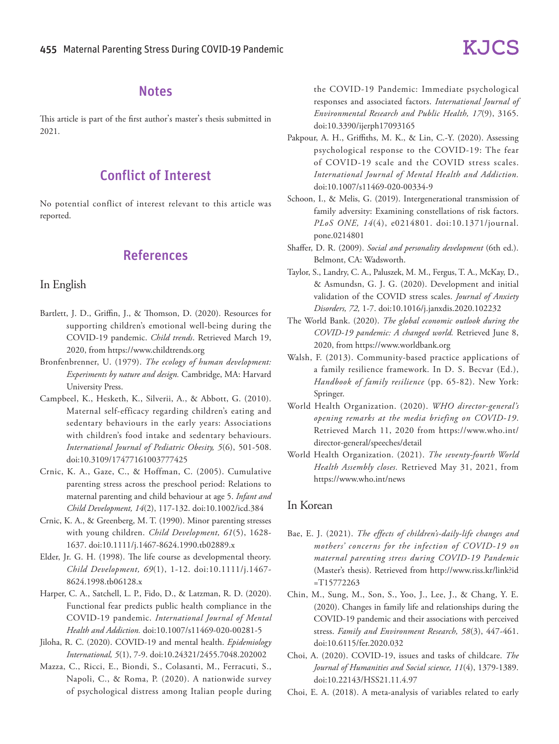## Notes

This article is part of the first author's master's thesis submitted in 2021.

## Conflict of Interest

No potential conflict of interest relevant to this article was reported.

## References

### In English

Bartlett, J. D., Griffin, J., & Thomson, D. (2020). Resources for supporting children's emotional well-being during the COVID-19 pandemic. *Child trends*. Retrieved March 19, 2020, from https://www.childtrends.org

Bronfenbrenner, U. (1979). *The ecology of human development: Experiments by nature and design.* Cambridge, MA: Harvard University Press.

Campbeel, K., Hesketh, K., Silverii, A., & Abbott, G. (2010). Maternal self-efficacy regarding children's eating and sedentary behaviours in the early years: Associations with children's food intake and sedentary behaviours. *International Journal of Pediatric Obesity, 5*(6), 501-508. doi:10.3109/17477161003777425

Crnic, K. A., Gaze, C., & Hoffman, C. (2005). Cumulative parenting stress across the preschool period: Relations to maternal parenting and child behaviour at age 5. *Infant and Child Development, 14*(2), 117-132. doi:10.1002/icd.384

Crnic, K. A., & Greenberg, M. T. (1990). Minor parenting stresses with young children. *Child Development, 61*(5), 1628-1637. doi:10.1111/j.1467-8624.1990.tb02889.x

Elder, Jr. G. H. (1998). The life course as developmental theory. *Child Development, 69*(1), 1-12. doi:10.1111/j.1467-8624.1998.tb06128.x

Harper, C. A., Satchell, L. P., Fido, D., & Latzman, R. D. (2020). Functional fear predicts public health compliance in the COVID-19 pandemic. *International Journal of Mental Health and Addiction.* doi:10.1007/s11469-020-00281-5

Jiloha, R. C. (2020). COVID-19 and mental health. *Epidemiology International, 5*(1), 7-9. doi:10.24321/2455.7048.202002

Mazza, C., Ricci, E., Biondi, S., Colasanti, M., Ferracuti, S., Napoli, C., & Roma, P. (2020). A nationwide survey of psychological distress among Italian people during the COVID-19 Pandemic: Immediate psychological responses and associated factors. *International Journal of Environmental Research and Public Health, 17*(9), 3165. doi:10.3390/ijerph17093165

Pakpour, A. H., Griffiths, M. K., & Lin, C.-Y. (2020). Assessing psychological response to the COVID-19: The fear of COVID-19 scale and the COVID stress scales. *International Journal of Mental Health and Addiction.* doi:10.1007/s11469-020-00334-9

Schoon, I., & Melis, G. (2019). Intergenerational transmission of family adversity: Examining constellations of risk factors. *PLoS ONE, 14*(4), e0214801. doi:10.1371/journal.pone.0214801

Shaffer, D. R. (2009). *Social and personality development* (6th ed.). Belmont, CA: Wadsworth.

Taylor, S., Landry, C. A., Paluszek, M. M., Fergus, T. A., McKay, D., & Asmundsn, G. J. G. (2020). Development and initial validation of the COVID stress scales. *Journal of Anxiety Disorders, 72,* 1-7. doi:10.1016/j.janxdis.2020.102232

The World Bank. (2020). *The global economic outlook during the COVID-19 pandemic: A changed world.* Retrieved June 8, 2020, from https://www.worldbank.org

Walsh, F. (2013). Community-based practice applications of a family resilience framework. In D. S. Becvar (Ed.), *Handbook of family resilience* (pp. 65-82). New York: Springer.

World Health Organization. (2020). *WHO director-general's opening remarks at the media briefing on COVID-19*. Retrieved March 11, 2020 from https://www.who.int/director-general/speeches/detail

World Health Organization. (2021). *The seventy-fourth World Health Assembly closes.* Retrieved May 31, 2021, from https://www.who.int/news

### In Korean

Bae, E. J. (2021). *The effects of children's-daily-life changes and mothers' concerns for the infection of COVID-19 on maternal parenting stress during COVID-19 Pandemic* (Master's thesis). Retrieved from http://www.riss.kr/link?id=T15772263

Chin, M., Sung, M., Son, S., Yoo, J., Lee, J., & Chang, Y. E. (2020). Changes in family life and relationships during the COVID-19 pandemic and their associations with perceived stress. *Family and Environment Research, 58*(3), 447-461. doi:10.6115/fer.2020.032

Choi, A. (2020). COVID-19, issues and tasks of childcare. *The Journal of Humanities and Social science, 11*(4), 1379-1389. doi:10.22143/HSS21.11.4.97

Choi, E. A. (2018). A meta-analysis of variables related to early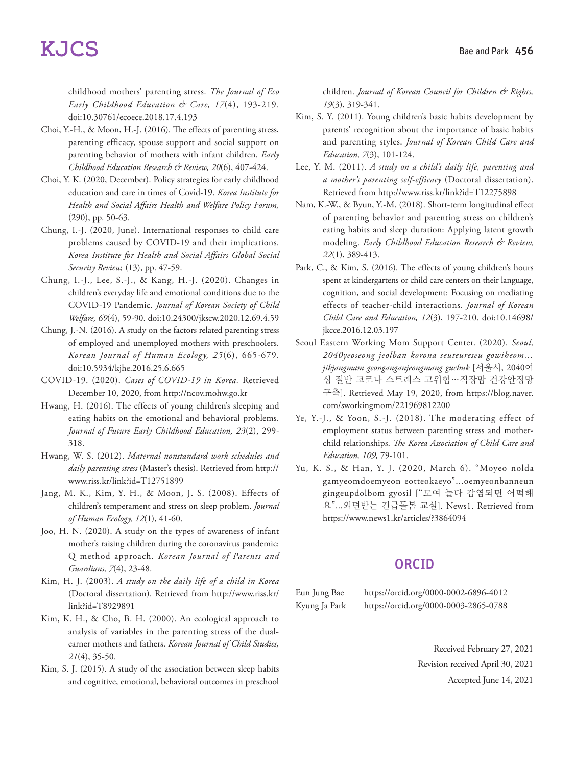childhood mothers' parenting stress. *The Journal of Eco Early Childhood Education & Care, 17*(4), 193-219. doi:10.30761/ecoece.2018.17.4.193

Choi, Y.-H., & Moon, H.-J. (2016). The effects of parenting stress, parenting efficacy, spouse support and social support on parenting behavior of mothers with infant children. *Early Childhood Education Research & Review, 20*(6), 407-424.

Choi, Y. K. (2020, December). Policy strategies for early childhood education and care in times of Covid-19. *Korea Institute for Health and Social Affairs Health and Welfare Policy Forum,* (290), pp. 50-63.

Chung, I.-J. (2020, June). International responses to child care problems caused by COVID-19 and their implications. *Korea Institute for Health and Social Affairs Global Social Security Review,* (13), pp. 47-59.

Chung, I.-J., Lee, S.-J., & Kang, H.-J. (2020). Changes in children's everyday life and emotional conditions due to the COVID-19 Pandemic. *Journal of Korean Society of Child Welfare, 69*(4), 59-90. doi:10.24300/jkscw.2020.12.69.4.59

Chung, J.-N. (2016). A study on the factors related parenting stress of employed and unemployed mothers with preschoolers. *Korean Journal of Human Ecology, 25*(6), 665-679. doi:10.5934/kjhe.2016.25.6.665

COVID-19. (2020). *Cases of COVID-19 in Korea.* Retrieved December 10, 2020, from http://ncov.mohw.go.kr

Hwang, H. (2016). The effects of young children's sleeping and eating habits on the emotional and behavioral problems. *Journal of Future Early Childhood Education, 23*(2), 299-318.

Hwang, W. S. (2012). *Maternal nonstandard work schedules and daily parenting stress* (Master's thesis). Retrieved from http://www.riss.kr/link?id=T12751899

Jang, M. K., Kim, Y. H., & Moon, J. S. (2008). Effects of children's temperament and stress on sleep problem. *Journal of Human Ecology, 12*(1), 41-60.

Joo, H. N. (2020). A study on the types of awareness of infant mother's raising children during the coronavirus pandemic: Q method approach. *Korean Journal of Parents and Guardians, 7*(4), 23-48.

Kim, H. J. (2003). *A study on the daily life of a child in Korea* (Doctoral dissertation). Retrieved from http://www.riss.kr/link?id=T8929891

Kim, K. H., & Cho, B. H. (2000). An ecological approach to analysis of variables in the parenting stress of the dual-earner mothers and fathers. *Korean Journal of Child Studies, 21*(4), 35-50.

Kim, S. J. (2015). A study of the association between sleep habits and cognitive, emotional, behavioral outcomes in preschool children. *Journal of Korean Council for Children & Rights, 19*(3), 319-341.

Kim, S. Y. (2011). Young children's basic habits development by parents' recognition about the importance of basic habits and parenting styles. *Journal of Korean Child Care and Education, 7*(3), 101-124.

Lee, Y. M. (2011). *A study on a child's daily life, parenting and a mother's parenting self-efficacy* (Doctoral dissertation). Retrieved from http://www.riss.kr/link?id=T12275898

Nam, K.-W., & Byun, Y.-M. (2018). Short-term longitudinal effect of parenting behavior and parenting stress on children's eating habits and sleep duration: Applying latent growth modeling. *Early Childhood Education Research & Review, 22*(1), 389-413.

Park, C., & Kim, S. (2016). The effects of young children's hours spent at kindergartens or child care centers on their language, cognition, and social development: Focusing on mediating effects of teacher-child interactions. *Journal of Korean Child Care and Education, 12*(3), 197-210. doi:10.14698/jkcce.2016.12.03.197

Seoul Eastern Working Mom Support Center. (2020). *Seoul, 2040yeoseong jeolban korona seuteureseu gowiheom… jikjangmam geonganganjeongmang guchuk* [서울시, 2040여성 절반 코로나 스트레스 고위험…직장맘 건강안정망 구축]. Retrieved May 19, 2020, from https://blog.naver.com/sworkingmom/221969812200

Ye, Y.-J., & Yoon, S.-J. (2018). The moderating effect of employment status between parenting stress and mother-child relationships. *The Korea Association of Child Care and Education, 109,* 79-101.

Yu, K. S., & Han, Y. J. (2020, March 6). "Moyeo nolda gamyeomdoemyeon eotteokaeyo"...oemyeonbanneun gingeupdolbom gyosil ["모여 놀다 감염되면 어떡해요"...외면받는 긴급돌봄 교실]. News1. Retrieved from https://www.news1.kr/articles/?3864094

## ORCID

Eun Jung Bae https://orcid.org/0000-0002-6896-4012
Kyung Ja Park https://orcid.org/0000-0003-2865-0788

Received February 27, 2021
Revision received April 30, 2021
Accepted June 14, 2021